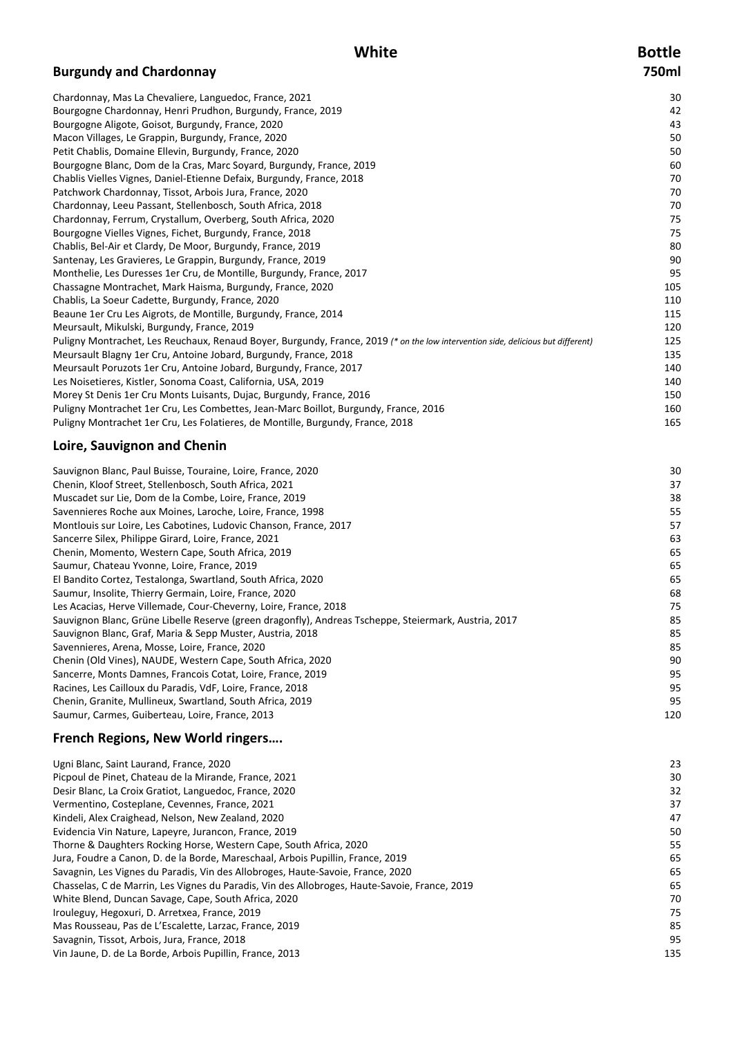# White

## Burgundy and Chardonnay

| | Bottle 750ml |
|---|---|
| Chardonnay, Mas La Chevaliere, Languedoc, France, 2021 | 30 |
| Bourgogne Chardonnay, Henri Prudhon, Burgundy, France, 2019 | 42 |
| Bourgogne Aligote, Goisot, Burgundy, France, 2020 | 43 |
| Macon Villages, Le Grappin, Burgundy, France, 2020 | 50 |
| Petit Chablis, Domaine Ellevin, Burgundy, France, 2020 | 50 |
| Bourgogne Blanc, Dom de la Cras, Marc Soyard, Burgundy, France, 2019 | 60 |
| Chablis Vielles Vignes, Daniel-Etienne Defaix, Burgundy, France, 2018 | 70 |
| Patchwork Chardonnay, Tissot, Arbois Jura, France, 2020 | 70 |
| Chardonnay, Leeu Passant, Stellenbosch, South Africa, 2018 | 70 |
| Chardonnay, Ferrum, Crystallum, Overberg, South Africa, 2020 | 75 |
| Bourgogne Vielles Vignes, Fichet, Burgundy, France, 2018 | 75 |
| Chablis, Bel-Air et Clardy, De Moor, Burgundy, France, 2019 | 80 |
| Santenay, Les Gravieres, Le Grappin, Burgundy, France, 2019 | 90 |
| Monthelie, Les Duresses 1er Cru, de Montille, Burgundy, France, 2017 | 95 |
| Chassagne Montrachet, Mark Haisma, Burgundy, France, 2020 | 105 |
| Chablis, La Soeur Cadette, Burgundy, France, 2020 | 110 |
| Beaune 1er Cru Les Aigrots, de Montille, Burgundy, France, 2014 | 115 |
| Meursault, Mikulski, Burgundy, France, 2019 | 120 |
| Puligny Montrachet, Les Reuchaux, Renaud Boyer, Burgundy, France, 2019 *(* on the low intervention side, delicious but different)* | 125 |
| Meursault Blagny 1er Cru, Antoine Jobard, Burgundy, France, 2018 | 135 |
| Meursault Poruzots 1er Cru, Antoine Jobard, Burgundy, France, 2017 | 140 |
| Les Noisetieres, Kistler, Sonoma Coast, California, USA, 2019 | 140 |
| Morey St Denis 1er Cru Monts Luisants, Dujac, Burgundy, France, 2016 | 150 |
| Puligny Montrachet 1er Cru, Les Combettes, Jean-Marc Boillot, Burgundy, France, 2016 | 160 |
| Puligny Montrachet 1er Cru, Les Folatieres, de Montille, Burgundy, France, 2018 | 165 |

## Loire, Sauvignon and Chenin

| | |
|---|---|
| Sauvignon Blanc, Paul Buisse, Touraine, Loire, France, 2020 | 30 |
| Chenin, Kloof Street, Stellenbosch, South Africa, 2021 | 37 |
| Muscadet sur Lie, Dom de la Combe, Loire, France, 2019 | 38 |
| Savennieres Roche aux Moines, Laroche, Loire, France, 1998 | 55 |
| Montlouis sur Loire, Les Cabotines, Ludovic Chanson, France, 2017 | 57 |
| Sancerre Silex, Philippe Girard, Loire, France, 2021 | 63 |
| Chenin, Momento, Western Cape, South Africa, 2019 | 65 |
| Saumur, Chateau Yvonne, Loire, France, 2019 | 65 |
| El Bandito Cortez, Testalonga, Swartland, South Africa, 2020 | 65 |
| Saumur, Insolite, Thierry Germain, Loire, France, 2020 | 68 |
| Les Acacias, Herve Villemade, Cour-Cheverny, Loire, France, 2018 | 75 |
| Sauvignon Blanc, Grüne Libelle Reserve (green dragonfly), Andreas Tscheppe, Steiermark, Austria, 2017 | 85 |
| Sauvignon Blanc, Graf, Maria & Sepp Muster, Austria, 2018 | 85 |
| Savennieres, Arena, Mosse, Loire, France, 2020 | 85 |
| Chenin (Old Vines), NAUDE, Western Cape, South Africa, 2020 | 90 |
| Sancerre, Monts Damnes, Francois Cotat, Loire, France, 2019 | 95 |
| Racines, Les Cailloux du Paradis, VdF, Loire, France, 2018 | 95 |
| Chenin, Granite, Mullineux, Swartland, South Africa, 2019 | 95 |
| Saumur, Carmes, Guiberteau, Loire, France, 2013 | 120 |

## French Regions, New World ringers….

| | |
|---|---|
| Ugni Blanc, Saint Laurand, France, 2020 | 23 |
| Picpoul de Pinet, Chateau de la Mirande, France, 2021 | 30 |
| Desir Blanc, La Croix Gratiot, Languedoc, France, 2020 | 32 |
| Vermentino, Costeplane, Cevennes, France, 2021 | 37 |
| Kindeli, Alex Craighead, Nelson, New Zealand, 2020 | 47 |
| Evidencia Vin Nature, Lapeyre, Jurancon, France, 2019 | 50 |
| Thorne & Daughters Rocking Horse, Western Cape, South Africa, 2020 | 55 |
| Jura, Foudre a Canon, D. de la Borde, Mareschaal, Arbois Pupillin, France, 2019 | 65 |
| Savagnin, Les Vignes du Paradis, Vin des Allobroges, Haute-Savoie, France, 2020 | 65 |
| Chasselas, C de Marrin, Les Vignes du Paradis, Vin des Allobroges, Haute-Savoie, France, 2019 | 65 |
| White Blend, Duncan Savage, Cape, South Africa, 2020 | 70 |
| Irouleguy, Hegoxuri, D. Arretxea, France, 2019 | 75 |
| Mas Rousseau, Pas de L'Escalette, Larzac, France, 2019 | 85 |
| Savagnin, Tissot, Arbois, Jura, France, 2018 | 95 |
| Vin Jaune, D. de La Borde, Arbois Pupillin, France, 2013 | 135 |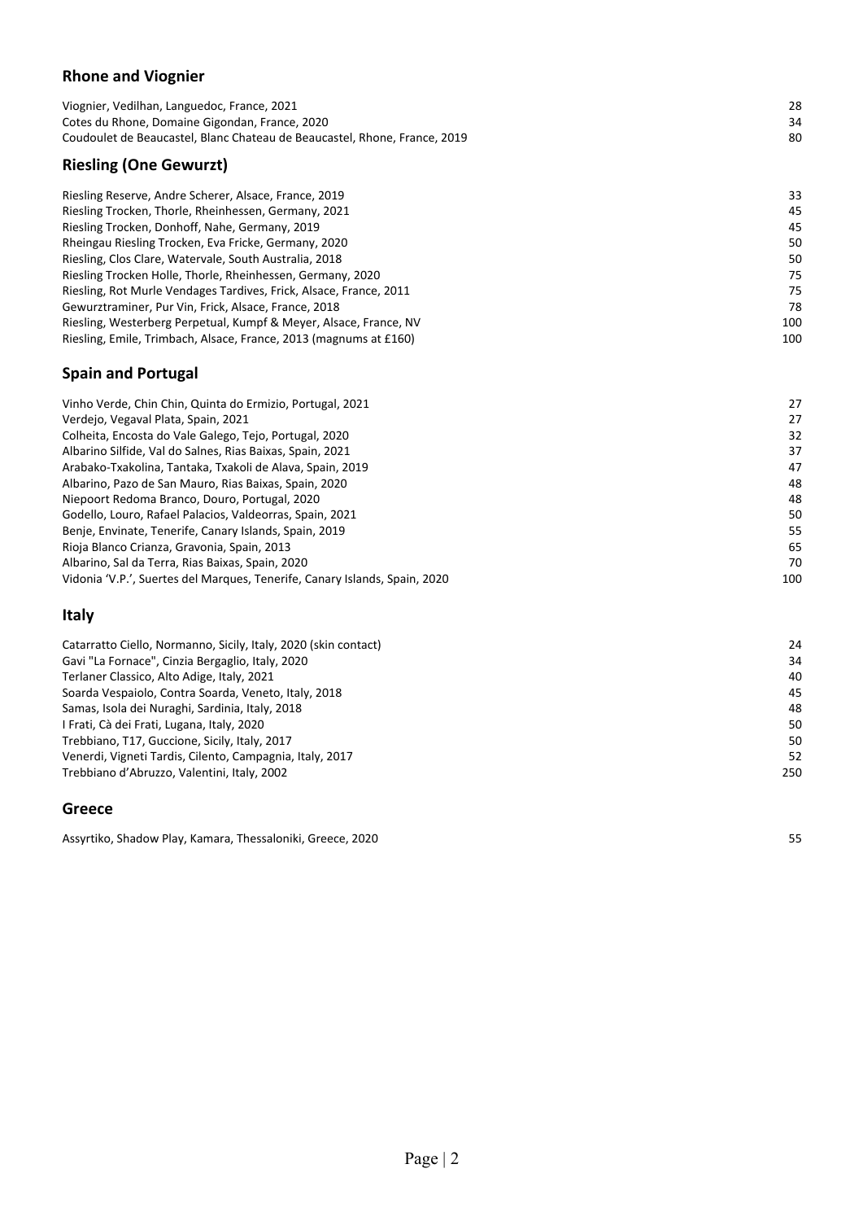## Rhone and Viognier

| | |
|---|---|
| Viognier, Vedilhan, Languedoc, France, 2021 | 28 |
| Cotes du Rhone, Domaine Gigondan, France, 2020 | 34 |
| Coudoulet de Beaucastel, Blanc Chateau de Beaucastel, Rhone, France, 2019 | 80 |

## Riesling (One Gewurzt)

| | |
|---|---|
| Riesling Reserve, Andre Scherer, Alsace, France, 2019 | 33 |
| Riesling Trocken, Thorle, Rheinhessen, Germany, 2021 | 45 |
| Riesling Trocken, Donhoff, Nahe, Germany, 2019 | 45 |
| Rheingau Riesling Trocken, Eva Fricke, Germany, 2020 | 50 |
| Riesling, Clos Clare, Watervale, South Australia, 2018 | 50 |
| Riesling Trocken Holle, Thorle, Rheinhessen, Germany, 2020 | 75 |
| Riesling, Rot Murle Vendages Tardives, Frick, Alsace, France, 2011 | 75 |
| Gewurztraminer, Pur Vin, Frick, Alsace, France, 2018 | 78 |
| Riesling, Westerberg Perpetual, Kumpf & Meyer, Alsace, France, NV | 100 |
| Riesling, Emile, Trimbach, Alsace, France, 2013 (magnums at £160) | 100 |

## Spain and Portugal

| | |
|---|---|
| Vinho Verde, Chin Chin, Quinta do Ermizio, Portugal, 2021 | 27 |
| Verdejo, Vegaval Plata, Spain, 2021 | 27 |
| Colheita, Encosta do Vale Galego, Tejo, Portugal, 2020 | 32 |
| Albarino Silfide, Val do Salnes, Rias Baixas, Spain, 2021 | 37 |
| Arabako-Txakolina, Tantaka, Txakoli de Alava, Spain, 2019 | 47 |
| Albarino, Pazo de San Mauro, Rias Baixas, Spain, 2020 | 48 |
| Niepoort Redoma Branco, Douro, Portugal, 2020 | 48 |
| Godello, Louro, Rafael Palacios, Valdeorras, Spain, 2021 | 50 |
| Benje, Envinate, Tenerife, Canary Islands, Spain, 2019 | 55 |
| Rioja Blanco Crianza, Gravonia, Spain, 2013 | 65 |
| Albarino, Sal da Terra, Rias Baixas, Spain, 2020 | 70 |
| Vidonia 'V.P.', Suertes del Marques, Tenerife, Canary Islands, Spain, 2020 | 100 |

## Italy

| | |
|---|---|
| Catarratto Ciello, Normanno, Sicily, Italy, 2020 (skin contact) | 24 |
| Gavi "La Fornace", Cinzia Bergaglio, Italy, 2020 | 34 |
| Terlaner Classico, Alto Adige, Italy, 2021 | 40 |
| Soarda Vespaiolo, Contra Soarda, Veneto, Italy, 2018 | 45 |
| Samas, Isola dei Nuraghi, Sardinia, Italy, 2018 | 48 |
| I Frati, Cà dei Frati, Lugana, Italy, 2020 | 50 |
| Trebbiano, T17, Guccione, Sicily, Italy, 2017 | 50 |
| Venerdi, Vigneti Tardis, Cilento, Campagnia, Italy, 2017 | 52 |
| Trebbiano d'Abruzzo, Valentini, Italy, 2002 | 250 |

## Greece

| | |
|---|---|
| Assyrtiko, Shadow Play, Kamara, Thessaloniki, Greece, 2020 | 55 |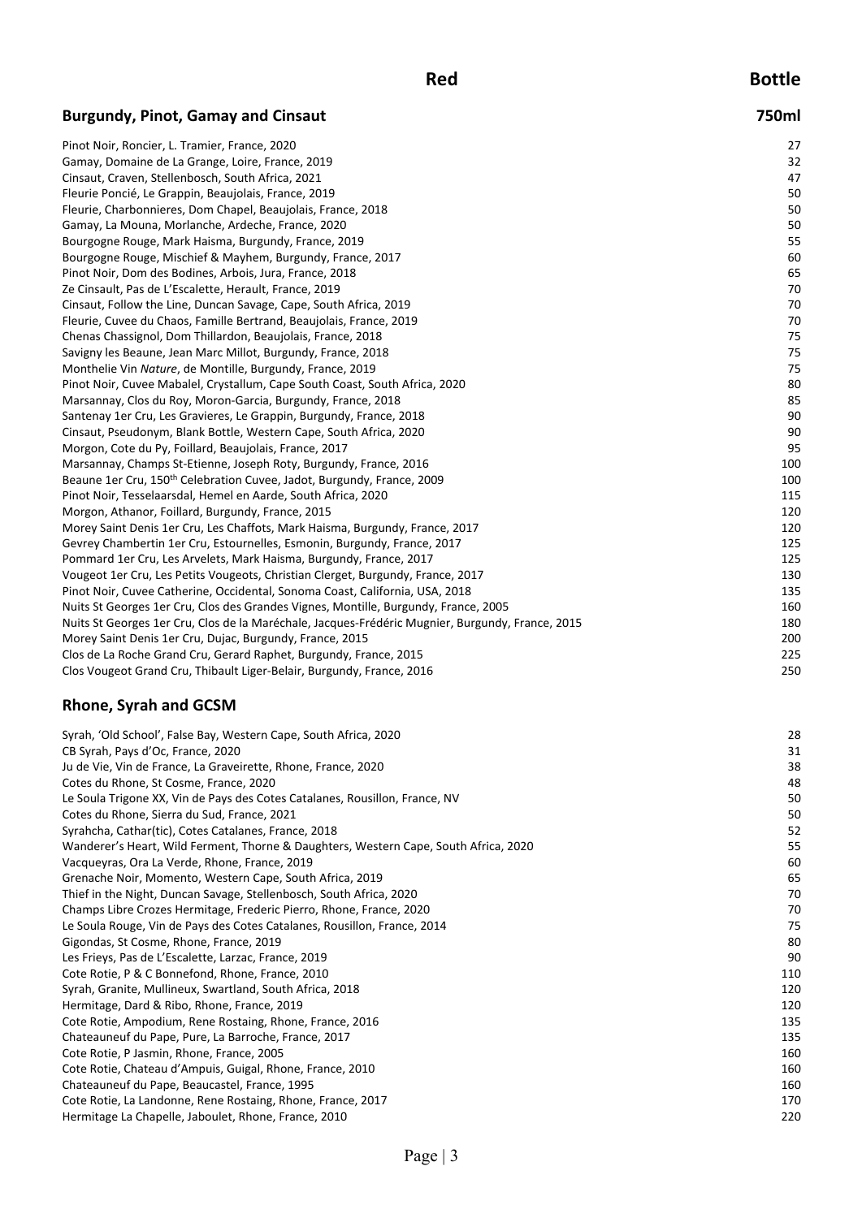# Red

## Burgundy, Pinot, Gamay and Cinsaut

| Wine | Bottle 750ml |
|---|---|
| Pinot Noir, Roncier, L. Tramier, France, 2020 | 27 |
| Gamay, Domaine de La Grange, Loire, France, 2019 | 32 |
| Cinsaut, Craven, Stellenbosch, South Africa, 2021 | 47 |
| Fleurie Poncié, Le Grappin, Beaujolais, France, 2019 | 50 |
| Fleurie, Charbonnieres, Dom Chapel, Beaujolais, France, 2018 | 50 |
| Gamay, La Mouna, Morlanche, Ardeche, France, 2020 | 50 |
| Bourgogne Rouge, Mark Haisma, Burgundy, France, 2019 | 55 |
| Bourgogne Rouge, Mischief & Mayhem, Burgundy, France, 2017 | 60 |
| Pinot Noir, Dom des Bodines, Arbois, Jura, France, 2018 | 65 |
| Ze Cinsault, Pas de L'Escalette, Herault, France, 2019 | 70 |
| Cinsaut, Follow the Line, Duncan Savage, Cape, South Africa, 2019 | 70 |
| Fleurie, Cuvee du Chaos, Famille Bertrand, Beaujolais, France, 2019 | 70 |
| Chenas Chassignol, Dom Thillardon, Beaujolais, France, 2018 | 75 |
| Savigny les Beaune, Jean Marc Millot, Burgundy, France, 2018 | 75 |
| Monthelie Vin *Nature*, de Montille, Burgundy, France, 2019 | 75 |
| Pinot Noir, Cuvee Mabalel, Crystallum, Cape South Coast, South Africa, 2020 | 80 |
| Marsannay, Clos du Roy, Moron-Garcia, Burgundy, France, 2018 | 85 |
| Santenay 1er Cru, Les Gravieres, Le Grappin, Burgundy, France, 2018 | 90 |
| Cinsaut, Pseudonym, Blank Bottle, Western Cape, South Africa, 2020 | 90 |
| Morgon, Cote du Py, Foillard, Beaujolais, France, 2017 | 95 |
| Marsannay, Champs St-Etienne, Joseph Roty, Burgundy, France, 2016 | 100 |
| Beaune 1er Cru, 150th Celebration Cuvee, Jadot, Burgundy, France, 2009 | 100 |
| Pinot Noir, Tesselaarsdal, Hemel en Aarde, South Africa, 2020 | 115 |
| Morgon, Athanor, Foillard, Burgundy, France, 2015 | 120 |
| Morey Saint Denis 1er Cru, Les Chaffots, Mark Haisma, Burgundy, France, 2017 | 120 |
| Gevrey Chambertin 1er Cru, Estournelles, Esmonin, Burgundy, France, 2017 | 125 |
| Pommard 1er Cru, Les Arvelets, Mark Haisma, Burgundy, France, 2017 | 125 |
| Vougeot 1er Cru, Les Petits Vougeots, Christian Clerget, Burgundy, France, 2017 | 130 |
| Pinot Noir, Cuvee Catherine, Occidental, Sonoma Coast, California, USA, 2018 | 135 |
| Nuits St Georges 1er Cru, Clos des Grandes Vignes, Montille, Burgundy, France, 2005 | 160 |
| Nuits St Georges 1er Cru, Clos de la Maréchale, Jacques-Frédéric Mugnier, Burgundy, France, 2015 | 180 |
| Morey Saint Denis 1er Cru, Dujac, Burgundy, France, 2015 | 200 |
| Clos de La Roche Grand Cru, Gerard Raphet, Burgundy, France, 2015 | 225 |
| Clos Vougeot Grand Cru, Thibault Liger-Belair, Burgundy, France, 2016 | 250 |

## Rhone, Syrah and GCSM

| Wine | Bottle 750ml |
|---|---|
| Syrah, 'Old School', False Bay, Western Cape, South Africa, 2020 | 28 |
| CB Syrah, Pays d'Oc, France, 2020 | 31 |
| Ju de Vie, Vin de France, La Graveirette, Rhone, France, 2020 | 38 |
| Cotes du Rhone, St Cosme, France, 2020 | 48 |
| Le Soula Trigone XX, Vin de Pays des Cotes Catalanes, Rousillon, France, NV | 50 |
| Cotes du Rhone, Sierra du Sud, France, 2021 | 50 |
| Syrahcha, Cathar(tic), Cotes Catalanes, France, 2018 | 52 |
| Wanderer's Heart, Wild Ferment, Thorne & Daughters, Western Cape, South Africa, 2020 | 55 |
| Vacqueyras, Ora La Verde, Rhone, France, 2019 | 60 |
| Grenache Noir, Momento, Western Cape, South Africa, 2019 | 65 |
| Thief in the Night, Duncan Savage, Stellenbosch, South Africa, 2020 | 70 |
| Champs Libre Crozes Hermitage, Frederic Pierro, Rhone, France, 2020 | 70 |
| Le Soula Rouge, Vin de Pays des Cotes Catalanes, Rousillon, France, 2014 | 75 |
| Gigondas, St Cosme, Rhone, France, 2019 | 80 |
| Les Frieys, Pas de L'Escalette, Larzac, France, 2019 | 90 |
| Cote Rotie, P & C Bonnefond, Rhone, France, 2010 | 110 |
| Syrah, Granite, Mullineux, Swartland, South Africa, 2018 | 120 |
| Hermitage, Dard & Ribo, Rhone, France, 2019 | 120 |
| Cote Rotie, Ampodium, Rene Rostaing, Rhone, France, 2016 | 135 |
| Chateauneuf du Pape, Pure, La Barroche, France, 2017 | 135 |
| Cote Rotie, P Jasmin, Rhone, France, 2005 | 160 |
| Cote Rotie, Chateau d'Ampuis, Guigal, Rhone, France, 2010 | 160 |
| Chateauneuf du Pape, Beaucastel, France, 1995 | 160 |
| Cote Rotie, La Landonne, Rene Rostaing, Rhone, France, 2017 | 170 |
| Hermitage La Chapelle, Jaboulet, Rhone, France, 2010 | 220 |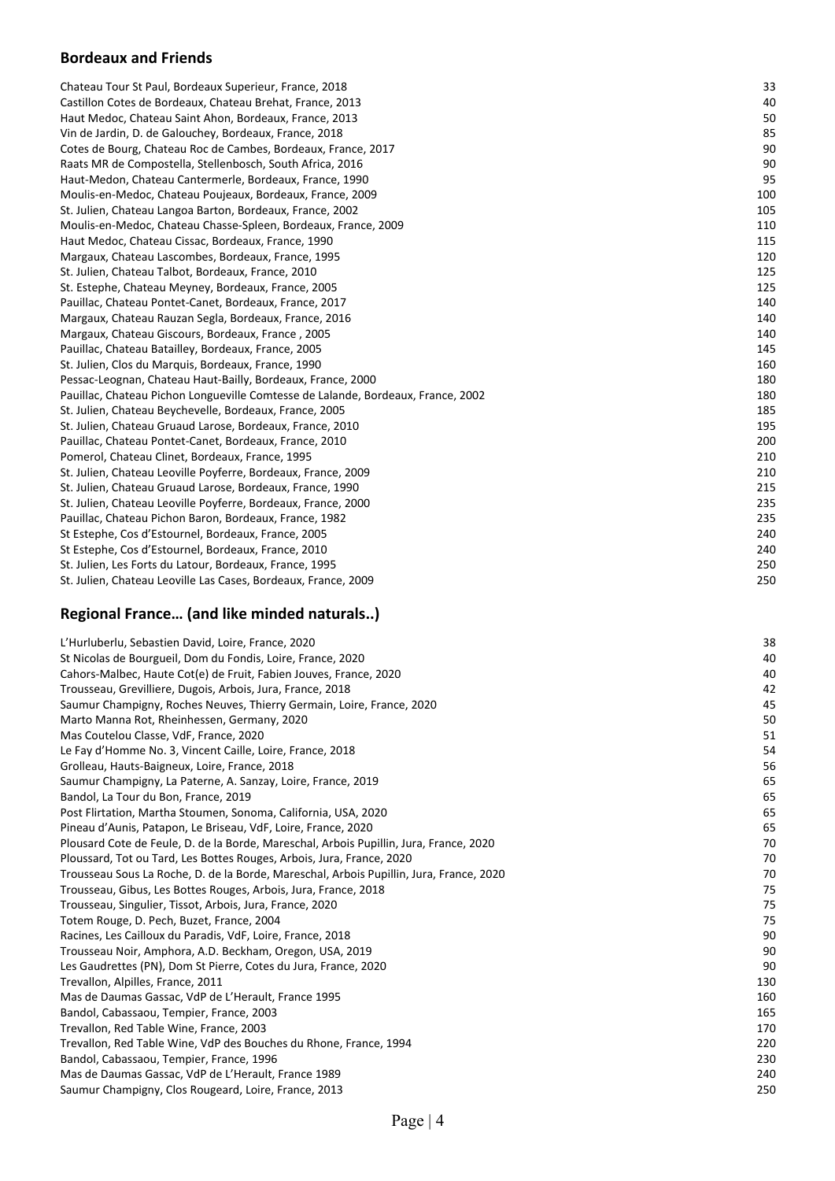## Bordeaux and Friends

| | |
|---|---|
| Chateau Tour St Paul, Bordeaux Superieur, France, 2018 | 33 |
| Castillon Cotes de Bordeaux, Chateau Brehat, France, 2013 | 40 |
| Haut Medoc, Chateau Saint Ahon, Bordeaux, France, 2013 | 50 |
| Vin de Jardin, D. de Galouchey, Bordeaux, France, 2018 | 85 |
| Cotes de Bourg, Chateau Roc de Cambes, Bordeaux, France, 2017 | 90 |
| Raats MR de Compostella, Stellenbosch, South Africa, 2016 | 90 |
| Haut-Medon, Chateau Cantermerle, Bordeaux, France, 1990 | 95 |
| Moulis-en-Medoc, Chateau Poujeaux, Bordeaux, France, 2009 | 100 |
| St. Julien, Chateau Langoa Barton, Bordeaux, France, 2002 | 105 |
| Moulis-en-Medoc, Chateau Chasse-Spleen, Bordeaux, France, 2009 | 110 |
| Haut Medoc, Chateau Cissac, Bordeaux, France, 1990 | 115 |
| Margaux, Chateau Lascombes, Bordeaux, France, 1995 | 120 |
| St. Julien, Chateau Talbot, Bordeaux, France, 2010 | 125 |
| St. Estephe, Chateau Meyney, Bordeaux, France, 2005 | 125 |
| Pauillac, Chateau Pontet-Canet, Bordeaux, France, 2017 | 140 |
| Margaux, Chateau Rauzan Segla, Bordeaux, France, 2016 | 140 |
| Margaux, Chateau Giscours, Bordeaux, France , 2005 | 140 |
| Pauillac, Chateau Batailley, Bordeaux, France, 2005 | 145 |
| St. Julien, Clos du Marquis, Bordeaux, France, 1990 | 160 |
| Pessac-Leognan, Chateau Haut-Bailly, Bordeaux, France, 2000 | 180 |
| Pauillac, Chateau Pichon Longueville Comtesse de Lalande, Bordeaux, France, 2002 | 180 |
| St. Julien, Chateau Beychevelle, Bordeaux, France, 2005 | 185 |
| St. Julien, Chateau Gruaud Larose, Bordeaux, France, 2010 | 195 |
| Pauillac, Chateau Pontet-Canet, Bordeaux, France, 2010 | 200 |
| Pomerol, Chateau Clinet, Bordeaux, France, 1995 | 210 |
| St. Julien, Chateau Leoville Poyferre, Bordeaux, France, 2009 | 210 |
| St. Julien, Chateau Gruaud Larose, Bordeaux, France, 1990 | 215 |
| St. Julien, Chateau Leoville Poyferre, Bordeaux, France, 2000 | 235 |
| Pauillac, Chateau Pichon Baron, Bordeaux, France, 1982 | 235 |
| St Estephe, Cos d'Estournel, Bordeaux, France, 2005 | 240 |
| St Estephe, Cos d'Estournel, Bordeaux, France, 2010 | 240 |
| St. Julien, Les Forts du Latour, Bordeaux, France, 1995 | 250 |
| St. Julien, Chateau Leoville Las Cases, Bordeaux, France, 2009 | 250 |

## Regional France… (and like minded naturals..)

| | |
|---|---|
| L'Hurluberlu, Sebastien David, Loire, France, 2020 | 38 |
| St Nicolas de Bourgueil, Dom du Fondis, Loire, France, 2020 | 40 |
| Cahors-Malbec, Haute Cot(e) de Fruit, Fabien Jouves, France, 2020 | 40 |
| Trousseau, Grevilliere, Dugois, Arbois, Jura, France, 2018 | 42 |
| Saumur Champigny, Roches Neuves, Thierry Germain, Loire, France, 2020 | 45 |
| Marto Manna Rot, Rheinhessen, Germany, 2020 | 50 |
| Mas Coutelou Classe, VdF, France, 2020 | 51 |
| Le Fay d'Homme No. 3, Vincent Caille, Loire, France, 2018 | 54 |
| Grolleau, Hauts-Baigneux, Loire, France, 2018 | 56 |
| Saumur Champigny, La Paterne, A. Sanzay, Loire, France, 2019 | 65 |
| Bandol, La Tour du Bon, France, 2019 | 65 |
| Post Flirtation, Martha Stoumen, Sonoma, California, USA, 2020 | 65 |
| Pineau d'Aunis, Patapon, Le Briseau, VdF, Loire, France, 2020 | 65 |
| Plousard Cote de Feule, D. de la Borde, Mareschal, Arbois Pupillin, Jura, France, 2020 | 70 |
| Ploussard, Tot ou Tard, Les Bottes Rouges, Arbois, Jura, France, 2020 | 70 |
| Trousseau Sous La Roche, D. de la Borde, Mareschal, Arbois Pupillin, Jura, France, 2020 | 70 |
| Trousseau, Gibus, Les Bottes Rouges, Arbois, Jura, France, 2018 | 75 |
| Trousseau, Singulier, Tissot, Arbois, Jura, France, 2020 | 75 |
| Totem Rouge, D. Pech, Buzet, France, 2004 | 75 |
| Racines, Les Cailloux du Paradis, VdF, Loire, France, 2018 | 90 |
| Trousseau Noir, Amphora, A.D. Beckham, Oregon, USA, 2019 | 90 |
| Les Gaudrettes (PN), Dom St Pierre, Cotes du Jura, France, 2020 | 90 |
| Trevallon, Alpilles, France, 2011 | 130 |
| Mas de Daumas Gassac, VdP de L'Herault, France 1995 | 160 |
| Bandol, Cabassaou, Tempier, France, 2003 | 165 |
| Trevallon, Red Table Wine, France, 2003 | 170 |
| Trevallon, Red Table Wine, VdP des Bouches du Rhone, France, 1994 | 220 |
| Bandol, Cabassaou, Tempier, France, 1996 | 230 |
| Mas de Daumas Gassac, VdP de L'Herault, France 1989 | 240 |
| Saumur Champigny, Clos Rougeard, Loire, France, 2013 | 250 |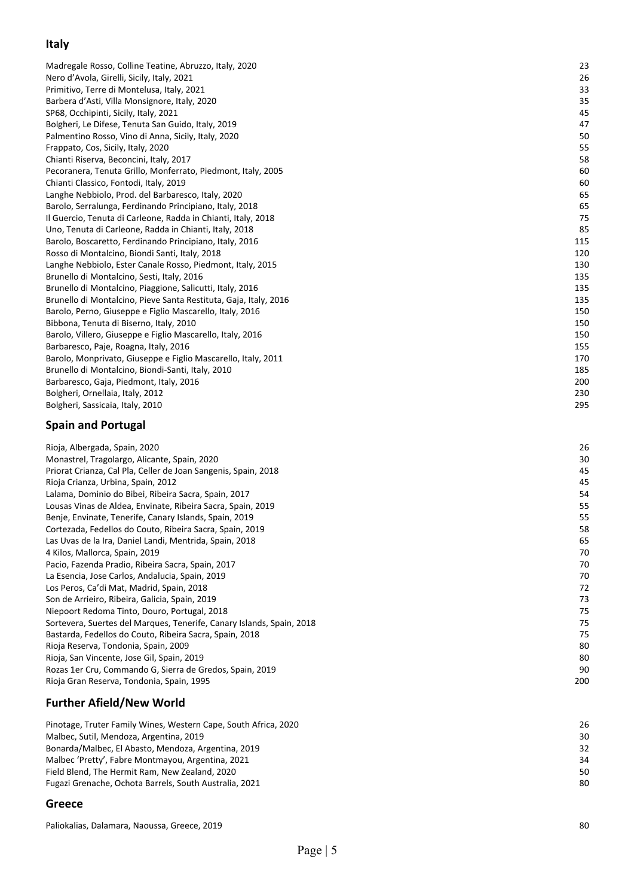## Italy

| | |
|---|---|
| Madregale Rosso, Colline Teatine, Abruzzo, Italy, 2020 | 23 |
| Nero d'Avola, Girelli, Sicily, Italy, 2021 | 26 |
| Primitivo, Terre di Montelusa, Italy, 2021 | 33 |
| Barbera d'Asti, Villa Monsignore, Italy, 2020 | 35 |
| SP68, Occhipinti, Sicily, Italy, 2021 | 45 |
| Bolgheri, Le Difese, Tenuta San Guido, Italy, 2019 | 47 |
| Palmentino Rosso, Vino di Anna, Sicily, Italy, 2020 | 50 |
| Frappato, Cos, Sicily, Italy, 2020 | 55 |
| Chianti Riserva, Beconcini, Italy, 2017 | 58 |
| Pecoranera, Tenuta Grillo, Monferrato, Piedmont, Italy, 2005 | 60 |
| Chianti Classico, Fontodi, Italy, 2019 | 60 |
| Langhe Nebbiolo, Prod. del Barbaresco, Italy, 2020 | 65 |
| Barolo, Serralunga, Ferdinando Principiano, Italy, 2018 | 65 |
| Il Guercio, Tenuta di Carleone, Radda in Chianti, Italy, 2018 | 75 |
| Uno, Tenuta di Carleone, Radda in Chianti, Italy, 2018 | 85 |
| Barolo, Boscaretto, Ferdinando Principiano, Italy, 2016 | 115 |
| Rosso di Montalcino, Biondi Santi, Italy, 2018 | 120 |
| Langhe Nebbiolo, Ester Canale Rosso, Piedmont, Italy, 2015 | 130 |
| Brunello di Montalcino, Sesti, Italy, 2016 | 135 |
| Brunello di Montalcino, Piaggione, Salicutti, Italy, 2016 | 135 |
| Brunello di Montalcino, Pieve Santa Restituta, Gaja, Italy, 2016 | 135 |
| Barolo, Perno, Giuseppe e Figlio Mascarello, Italy, 2016 | 150 |
| Bibbona, Tenuta di Biserno, Italy, 2010 | 150 |
| Barolo, Villero, Giuseppe e Figlio Mascarello, Italy, 2016 | 150 |
| Barbaresco, Paje, Roagna, Italy, 2016 | 155 |
| Barolo, Monprivato, Giuseppe e Figlio Mascarello, Italy, 2011 | 170 |
| Brunello di Montalcino, Biondi-Santi, Italy, 2010 | 185 |
| Barbaresco, Gaja, Piedmont, Italy, 2016 | 200 |
| Bolgheri, Ornellaia, Italy, 2012 | 230 |
| Bolgheri, Sassicaia, Italy, 2010 | 295 |

## Spain and Portugal

| | |
|---|---|
| Rioja, Albergada, Spain, 2020 | 26 |
| Monastrel, Tragolargo, Alicante, Spain, 2020 | 30 |
| Priorat Crianza, Cal Pla, Celler de Joan Sangenis, Spain, 2018 | 45 |
| Rioja Crianza, Urbina, Spain, 2012 | 45 |
| Lalama, Dominio do Bibei, Ribeira Sacra, Spain, 2017 | 54 |
| Lousas Vinas de Aldea, Envinate, Ribeira Sacra, Spain, 2019 | 55 |
| Benje, Envinate, Tenerife, Canary Islands, Spain, 2019 | 55 |
| Cortezada, Fedellos do Couto, Ribeira Sacra, Spain, 2019 | 58 |
| Las Uvas de la Ira, Daniel Landi, Mentrida, Spain, 2018 | 65 |
| 4 Kilos, Mallorca, Spain, 2019 | 70 |
| Pacio, Fazenda Pradio, Ribeira Sacra, Spain, 2017 | 70 |
| La Esencia, Jose Carlos, Andalucia, Spain, 2019 | 70 |
| Los Peros, Ca'di Mat, Madrid, Spain, 2018 | 72 |
| Son de Arrieiro, Ribeira, Galicia, Spain, 2019 | 73 |
| Niepoort Redoma Tinto, Douro, Portugal, 2018 | 75 |
| Sortevera, Suertes del Marques, Tenerife, Canary Islands, Spain, 2018 | 75 |
| Bastarda, Fedellos do Couto, Ribeira Sacra, Spain, 2018 | 75 |
| Rioja Reserva, Tondonia, Spain, 2009 | 80 |
| Rioja, San Vincente, Jose Gil, Spain, 2019 | 80 |
| Rozas 1er Cru, Commando G, Sierra de Gredos, Spain, 2019 | 90 |
| Rioja Gran Reserva, Tondonia, Spain, 1995 | 200 |

## Further Afield/New World

| | |
|---|---|
| Pinotage, Truter Family Wines, Western Cape, South Africa, 2020 | 26 |
| Malbec, Sutil, Mendoza, Argentina, 2019 | 30 |
| Bonarda/Malbec, El Abasto, Mendoza, Argentina, 2019 | 32 |
| Malbec 'Pretty', Fabre Montmayou, Argentina, 2021 | 34 |
| Field Blend, The Hermit Ram, New Zealand, 2020 | 50 |
| Fugazi Grenache, Ochota Barrels, South Australia, 2021 | 80 |

## Greece

| | |
|---|---|
| Paliokalias, Dalamara, Naoussa, Greece, 2019 | 80 |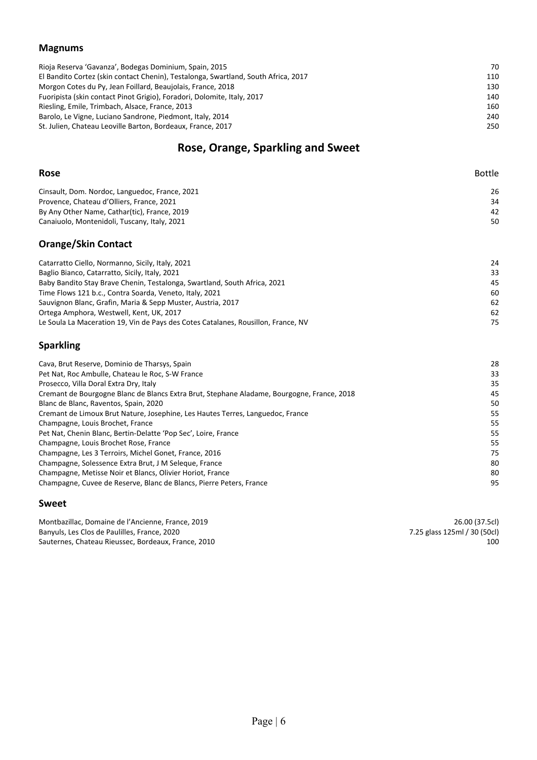## Magnums

| | |
|---|---|
| Rioja Reserva 'Gavanza', Bodegas Dominium, Spain, 2015 | 70 |
| El Bandito Cortez (skin contact Chenin), Testalonga, Swartland, South Africa, 2017 | 110 |
| Morgon Cotes du Py, Jean Foillard, Beaujolais, France, 2018 | 130 |
| Fuoripista (skin contact Pinot Grigio), Foradori, Dolomite, Italy, 2017 | 140 |
| Riesling, Emile, Trimbach, Alsace, France, 2013 | 160 |
| Barolo, Le Vigne, Luciano Sandrone, Piedmont, Italy, 2014 | 240 |
| St. Julien, Chateau Leoville Barton, Bordeaux, France, 2017 | 250 |

# Rose, Orange, Sparkling and Sweet

## Rose

| | Bottle |
|---|---|
| Cinsault, Dom. Nordoc, Languedoc, France, 2021 | 26 |
| Provence, Chateau d'Olliers, France, 2021 | 34 |
| By Any Other Name, Cathar(tic), France, 2019 | 42 |
| Canaiuolo, Montenidoli, Tuscany, Italy, 2021 | 50 |

## Orange/Skin Contact

| | |
|---|---|
| Catarratto Ciello, Normanno, Sicily, Italy, 2021 | 24 |
| Baglio Bianco, Catarratto, Sicily, Italy, 2021 | 33 |
| Baby Bandito Stay Brave Chenin, Testalonga, Swartland, South Africa, 2021 | 45 |
| Time Flows 121 b.c., Contra Soarda, Veneto, Italy, 2021 | 60 |
| Sauvignon Blanc, Grafin, Maria & Sepp Muster, Austria, 2017 | 62 |
| Ortega Amphora, Westwell, Kent, UK, 2017 | 62 |
| Le Soula La Maceration 19, Vin de Pays des Cotes Catalanes, Rousillon, France, NV | 75 |

## Sparkling

| | |
|---|---|
| Cava, Brut Reserve, Dominio de Tharsys, Spain | 28 |
| Pet Nat, Roc Ambulle, Chateau le Roc, S-W France | 33 |
| Prosecco, Villa Doral Extra Dry, Italy | 35 |
| Cremant de Bourgogne Blanc de Blancs Extra Brut, Stephane Aladame, Bourgogne, France, 2018 | 45 |
| Blanc de Blanc, Raventos, Spain, 2020 | 50 |
| Cremant de Limoux Brut Nature, Josephine, Les Hautes Terres, Languedoc, France | 55 |
| Champagne, Louis Brochet, France | 55 |
| Pet Nat, Chenin Blanc, Bertin-Delatte 'Pop Sec', Loire, France | 55 |
| Champagne, Louis Brochet Rose, France | 55 |
| Champagne, Les 3 Terroirs, Michel Gonet, France, 2016 | 75 |
| Champagne, Solessence Extra Brut, J M Seleque, France | 80 |
| Champagne, Metisse Noir et Blancs, Olivier Horiot, France | 80 |
| Champagne, Cuvee de Reserve, Blanc de Blancs, Pierre Peters, France | 95 |

## Sweet

| | |
|---|---|
| Montbazillac, Domaine de l'Ancienne, France, 2019 | 26.00 (37.5cl) |
| Banyuls, Les Clos de Paulilles, France, 2020 | 7.25 glass 125ml / 30 (50cl) |
| Sauternes, Chateau Rieussec, Bordeaux, France, 2010 | 100 |